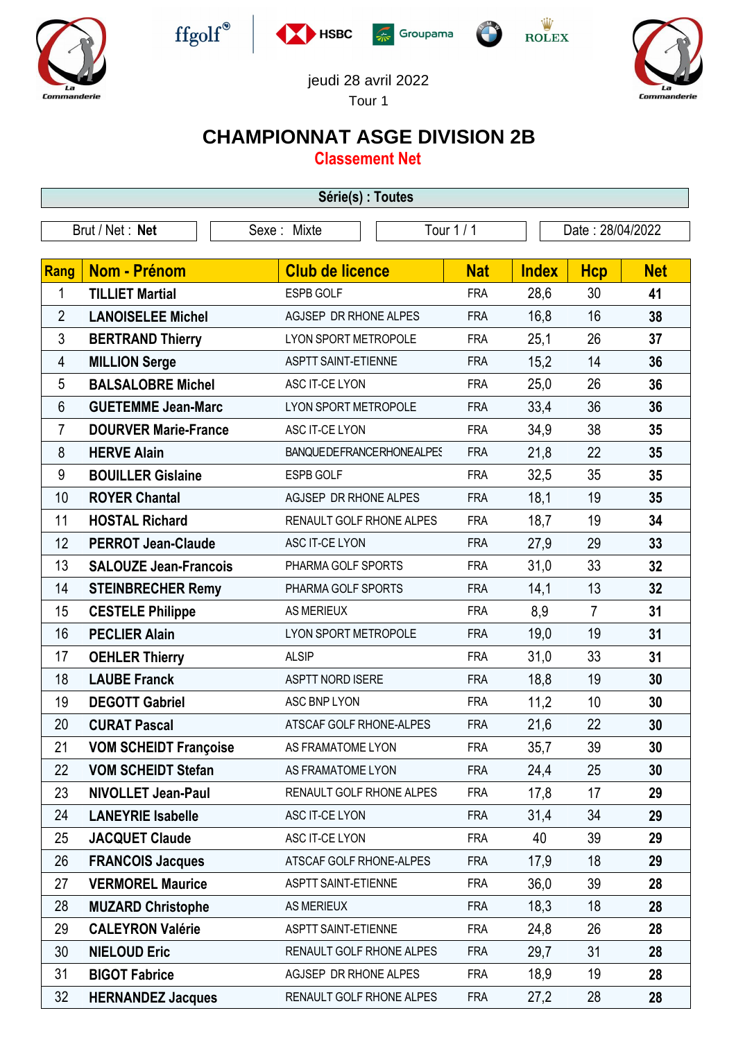jeudi 28 avril 2022

Tour 1

# CHAMPIONNAT ASGE DIVISION 2B

## Classement Net

**Série(s) : Toutes**

| Brut / Net : **Net** | Sexe : Mixte | Tour 1 / 1 | Date : 28/04/2022 |
|---|---|---|---|

| Rang | Nom - Prénom | Club de licence | Nat | Index | Hcp | Net |
|---|---|---|---|---|---|---|
| 1 | **TILLIET Martial** | ESPB GOLF | FRA | 28,6 | 30 | **41** |
| 2 | **LANOISELEE Michel** | AGJSEP DR RHONE ALPES | FRA | 16,8 | 16 | **38** |
| 3 | **BERTRAND Thierry** | LYON SPORT METROPOLE | FRA | 25,1 | 26 | **37** |
| 4 | **MILLION Serge** | ASPTT SAINT-ETIENNE | FRA | 15,2 | 14 | **36** |
| 5 | **BALSALOBRE Michel** | ASC IT-CE LYON | FRA | 25,0 | 26 | **36** |
| 6 | **GUETEMME Jean-Marc** | LYON SPORT METROPOLE | FRA | 33,4 | 36 | **36** |
| 7 | **DOURVER Marie-France** | ASC IT-CE LYON | FRA | 34,9 | 38 | **35** |
| 8 | **HERVE Alain** | BANQUEDEFRANCERHONEALPES | FRA | 21,8 | 22 | **35** |
| 9 | **BOUILLER Gislaine** | ESPB GOLF | FRA | 32,5 | 35 | **35** |
| 10 | **ROYER Chantal** | AGJSEP DR RHONE ALPES | FRA | 18,1 | 19 | **35** |
| 11 | **HOSTAL Richard** | RENAULT GOLF RHONE ALPES | FRA | 18,7 | 19 | **34** |
| 12 | **PERROT Jean-Claude** | ASC IT-CE LYON | FRA | 27,9 | 29 | **33** |
| 13 | **SALOUZE Jean-Francois** | PHARMA GOLF SPORTS | FRA | 31,0 | 33 | **32** |
| 14 | **STEINBRECHER Remy** | PHARMA GOLF SPORTS | FRA | 14,1 | 13 | **32** |
| 15 | **CESTELE Philippe** | AS MERIEUX | FRA | 8,9 | 7 | **31** |
| 16 | **PECLIER Alain** | LYON SPORT METROPOLE | FRA | 19,0 | 19 | **31** |
| 17 | **OEHLER Thierry** | ALSIP | FRA | 31,0 | 33 | **31** |
| 18 | **LAUBE Franck** | ASPTT NORD ISERE | FRA | 18,8 | 19 | **30** |
| 19 | **DEGOTT Gabriel** | ASC BNP LYON | FRA | 11,2 | 10 | **30** |
| 20 | **CURAT Pascal** | ATSCAF GOLF RHONE-ALPES | FRA | 21,6 | 22 | **30** |
| 21 | **VOM SCHEIDT Françoise** | AS FRAMATOME LYON | FRA | 35,7 | 39 | **30** |
| 22 | **VOM SCHEIDT Stefan** | AS FRAMATOME LYON | FRA | 24,4 | 25 | **30** |
| 23 | **NIVOLLET Jean-Paul** | RENAULT GOLF RHONE ALPES | FRA | 17,8 | 17 | **29** |
| 24 | **LANEYRIE Isabelle** | ASC IT-CE LYON | FRA | 31,4 | 34 | **29** |
| 25 | **JACQUET Claude** | ASC IT-CE LYON | FRA | 40 | 39 | **29** |
| 26 | **FRANCOIS Jacques** | ATSCAF GOLF RHONE-ALPES | FRA | 17,9 | 18 | **29** |
| 27 | **VERMOREL Maurice** | ASPTT SAINT-ETIENNE | FRA | 36,0 | 39 | **28** |
| 28 | **MUZARD Christophe** | AS MERIEUX | FRA | 18,3 | 18 | **28** |
| 29 | **CALEYRON Valérie** | ASPTT SAINT-ETIENNE | FRA | 24,8 | 26 | **28** |
| 30 | **NIELOUD Eric** | RENAULT GOLF RHONE ALPES | FRA | 29,7 | 31 | **28** |
| 31 | **BIGOT Fabrice** | AGJSEP DR RHONE ALPES | FRA | 18,9 | 19 | **28** |
| 32 | **HERNANDEZ Jacques** | RENAULT GOLF RHONE ALPES | FRA | 27,2 | 28 | **28** |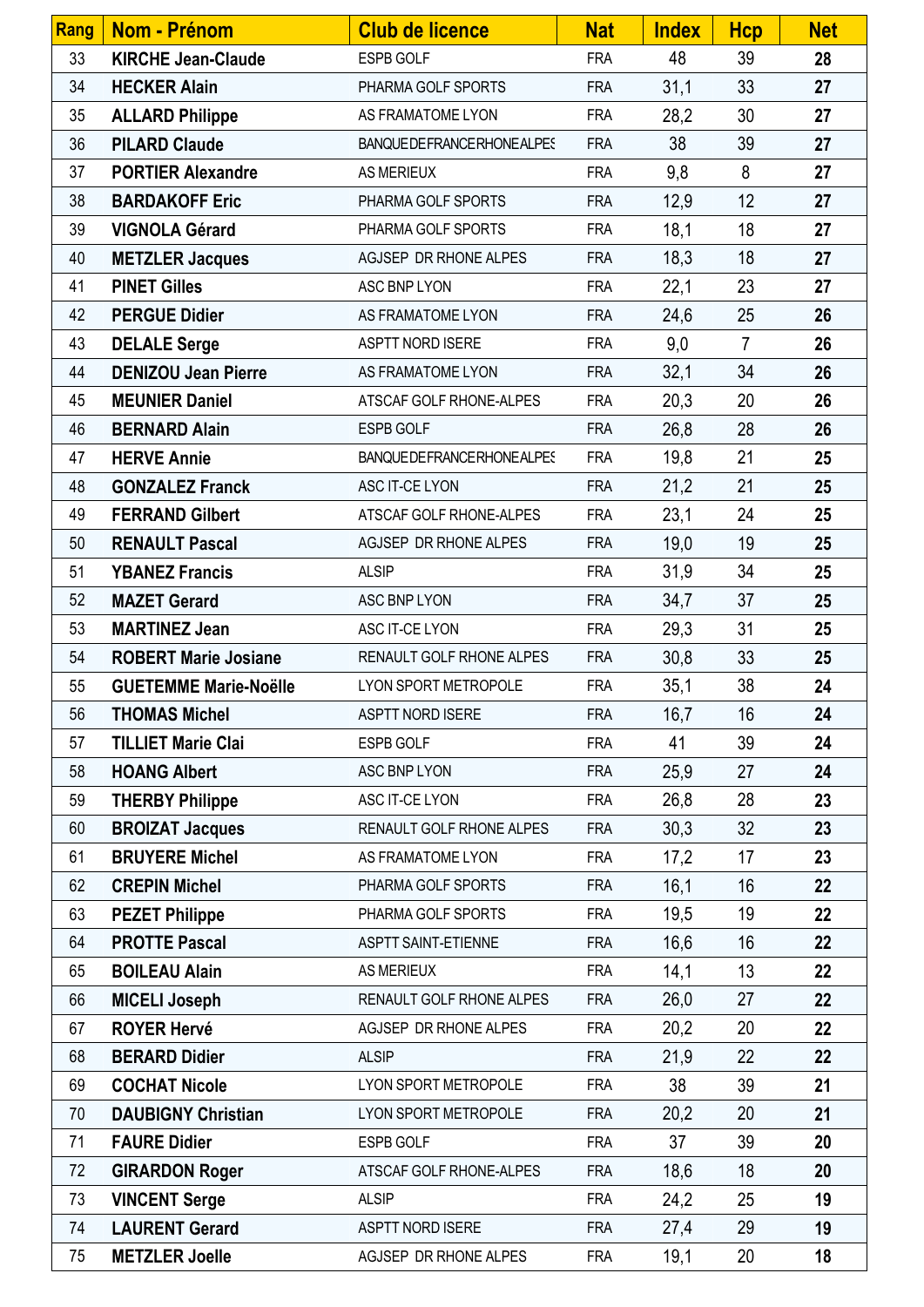| Rang | Nom - Prénom | Club de licence | Nat | Index | Hcp | Net |
|---|---|---|---|---|---|---|
| 33 | **KIRCHE Jean-Claude** | ESPB GOLF | FRA | 48 | 39 | **28** |
| 34 | **HECKER Alain** | PHARMA GOLF SPORTS | FRA | 31,1 | 33 | **27** |
| 35 | **ALLARD Philippe** | AS FRAMATOME LYON | FRA | 28,2 | 30 | **27** |
| 36 | **PILARD Claude** | BANQUE DE FRANCE RHONE ALPES | FRA | 38 | 39 | **27** |
| 37 | **PORTIER Alexandre** | AS MERIEUX | FRA | 9,8 | 8 | **27** |
| 38 | **BARDAKOFF Eric** | PHARMA GOLF SPORTS | FRA | 12,9 | 12 | **27** |
| 39 | **VIGNOLA Gérard** | PHARMA GOLF SPORTS | FRA | 18,1 | 18 | **27** |
| 40 | **METZLER Jacques** | AGJSEP DR RHONE ALPES | FRA | 18,3 | 18 | **27** |
| 41 | **PINET Gilles** | ASC BNP LYON | FRA | 22,1 | 23 | **27** |
| 42 | **PERGUE Didier** | AS FRAMATOME LYON | FRA | 24,6 | 25 | **26** |
| 43 | **DELALE Serge** | ASPTT NORD ISERE | FRA | 9,0 | 7 | **26** |
| 44 | **DENIZOU Jean Pierre** | AS FRAMATOME LYON | FRA | 32,1 | 34 | **26** |
| 45 | **MEUNIER Daniel** | ATSCAF GOLF RHONE-ALPES | FRA | 20,3 | 20 | **26** |
| 46 | **BERNARD Alain** | ESPB GOLF | FRA | 26,8 | 28 | **26** |
| 47 | **HERVE Annie** | BANQUE DE FRANCE RHONE ALPES | FRA | 19,8 | 21 | **25** |
| 48 | **GONZALEZ Franck** | ASC IT-CE LYON | FRA | 21,2 | 21 | **25** |
| 49 | **FERRAND Gilbert** | ATSCAF GOLF RHONE-ALPES | FRA | 23,1 | 24 | **25** |
| 50 | **RENAULT Pascal** | AGJSEP DR RHONE ALPES | FRA | 19,0 | 19 | **25** |
| 51 | **YBANEZ Francis** | ALSIP | FRA | 31,9 | 34 | **25** |
| 52 | **MAZET Gerard** | ASC BNP LYON | FRA | 34,7 | 37 | **25** |
| 53 | **MARTINEZ Jean** | ASC IT-CE LYON | FRA | 29,3 | 31 | **25** |
| 54 | **ROBERT Marie Josiane** | RENAULT GOLF RHONE ALPES | FRA | 30,8 | 33 | **25** |
| 55 | **GUETEMME Marie-Noëlle** | LYON SPORT METROPOLE | FRA | 35,1 | 38 | **24** |
| 56 | **THOMAS Michel** | ASPTT NORD ISERE | FRA | 16,7 | 16 | **24** |
| 57 | **TILLIET Marie Clai** | ESPB GOLF | FRA | 41 | 39 | **24** |
| 58 | **HOANG Albert** | ASC BNP LYON | FRA | 25,9 | 27 | **24** |
| 59 | **THERBY Philippe** | ASC IT-CE LYON | FRA | 26,8 | 28 | **23** |
| 60 | **BROIZAT Jacques** | RENAULT GOLF RHONE ALPES | FRA | 30,3 | 32 | **23** |
| 61 | **BRUYERE Michel** | AS FRAMATOME LYON | FRA | 17,2 | 17 | **23** |
| 62 | **CREPIN Michel** | PHARMA GOLF SPORTS | FRA | 16,1 | 16 | **22** |
| 63 | **PEZET Philippe** | PHARMA GOLF SPORTS | FRA | 19,5 | 19 | **22** |
| 64 | **PROTTE Pascal** | ASPTT SAINT-ETIENNE | FRA | 16,6 | 16 | **22** |
| 65 | **BOILEAU Alain** | AS MERIEUX | FRA | 14,1 | 13 | **22** |
| 66 | **MICELI Joseph** | RENAULT GOLF RHONE ALPES | FRA | 26,0 | 27 | **22** |
| 67 | **ROYER Hervé** | AGJSEP DR RHONE ALPES | FRA | 20,2 | 20 | **22** |
| 68 | **BERARD Didier** | ALSIP | FRA | 21,9 | 22 | **22** |
| 69 | **COCHAT Nicole** | LYON SPORT METROPOLE | FRA | 38 | 39 | **21** |
| 70 | **DAUBIGNY Christian** | LYON SPORT METROPOLE | FRA | 20,2 | 20 | **21** |
| 71 | **FAURE Didier** | ESPB GOLF | FRA | 37 | 39 | **20** |
| 72 | **GIRARDON Roger** | ATSCAF GOLF RHONE-ALPES | FRA | 18,6 | 18 | **20** |
| 73 | **VINCENT Serge** | ALSIP | FRA | 24,2 | 25 | **19** |
| 74 | **LAURENT Gerard** | ASPTT NORD ISERE | FRA | 27,4 | 29 | **19** |
| 75 | **METZLER Joelle** | AGJSEP DR RHONE ALPES | FRA | 19,1 | 20 | **18** |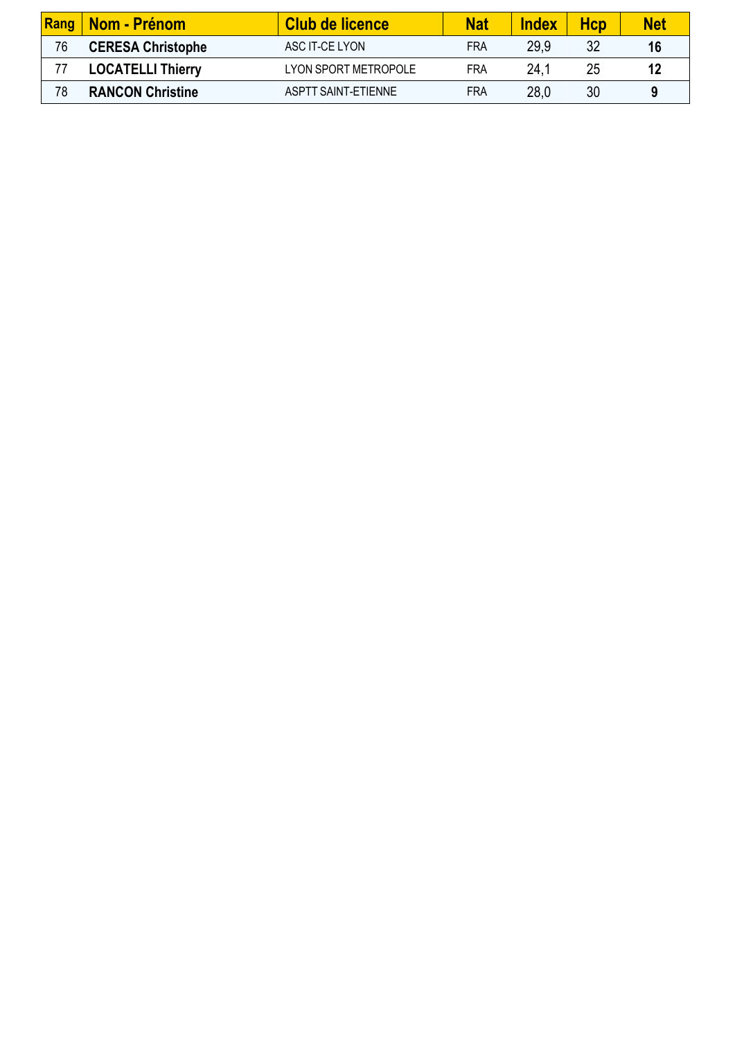| Rang | Nom - Prénom | Club de licence | Nat | Index | Hcp | Net |
|---|---|---|---|---|---|---|
| 76 | **CERESA Christophe** | ASC IT-CE LYON | FRA | 29,9 | 32 | **16** |
| 77 | **LOCATELLI Thierry** | LYON SPORT METROPOLE | FRA | 24,1 | 25 | **12** |
| 78 | **RANCON Christine** | ASPTT SAINT-ETIENNE | FRA | 28,0 | 30 | **9** |